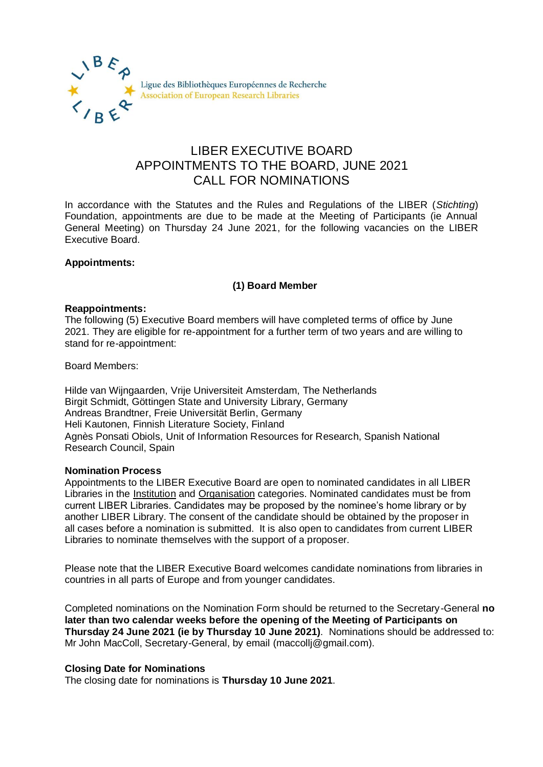Ligue des Bibliothèques Européennes de Recherche
Association of European Research Libraries

# LIBER EXECUTIVE BOARD
# APPOINTMENTS TO THE BOARD, JUNE 2021
# CALL FOR NOMINATIONS

In accordance with the Statutes and the Rules and Regulations of the LIBER (*Stichting*) Foundation, appointments are due to be made at the Meeting of Participants (ie Annual General Meeting) on Thursday 24 June 2021, for the following vacancies on the LIBER Executive Board.

**Appointments:**

**(1) Board Member**

**Reappointments:**
The following (5) Executive Board members will have completed terms of office by June 2021. They are eligible for re-appointment for a further term of two years and are willing to stand for re-appointment:

Board Members:

Hilde van Wijngaarden, Vrije Universiteit Amsterdam, The Netherlands
Birgit Schmidt, Göttingen State and University Library, Germany
Andreas Brandtner, Freie Universität Berlin, Germany
Heli Kautonen, Finnish Literature Society, Finland
Agnès Ponsati Obiols, Unit of Information Resources for Research, Spanish National Research Council, Spain

**Nomination Process**
Appointments to the LIBER Executive Board are open to nominated candidates in all LIBER Libraries in the Institution and Organisation categories. Nominated candidates must be from current LIBER Libraries. Candidates may be proposed by the nominee's home library or by another LIBER Library. The consent of the candidate should be obtained by the proposer in all cases before a nomination is submitted. It is also open to candidates from current LIBER Libraries to nominate themselves with the support of a proposer.

Please note that the LIBER Executive Board welcomes candidate nominations from libraries in countries in all parts of Europe and from younger candidates.

Completed nominations on the Nomination Form should be returned to the Secretary-General **no later than two calendar weeks before the opening of the Meeting of Participants on Thursday 24 June 2021 (ie by Thursday 10 June 2021)**. Nominations should be addressed to: Mr John MacColl, Secretary-General, by email (maccollj@gmail.com).

**Closing Date for Nominations**
The closing date for nominations is **Thursday 10 June 2021**.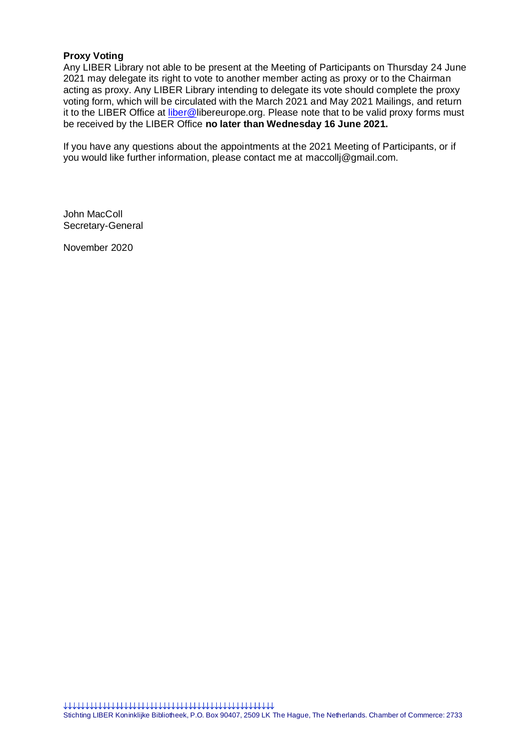**Proxy Voting**

Any LIBER Library not able to be present at the Meeting of Participants on Thursday 24 June 2021 may delegate its right to vote to another member acting as proxy or to the Chairman acting as proxy. Any LIBER Library intending to delegate its vote should complete the proxy voting form, which will be circulated with the March 2021 and May 2021 Mailings, and return it to the LIBER Office at liber@libereurope.org. Please note that to be valid proxy forms must be received by the LIBER Office **no later than Wednesday 16 June 2021.**

If you have any questions about the appointments at the 2021 Meeting of Participants, or if you would like further information, please contact me at maccollj@gmail.com.

John MacColl
Secretary-General

November 2020

Stichting LIBER Koninklijke Bibliotheek, P.O. Box 90407, 2509 LK The Hague, The Netherlands. Chamber of Commerce: 2733